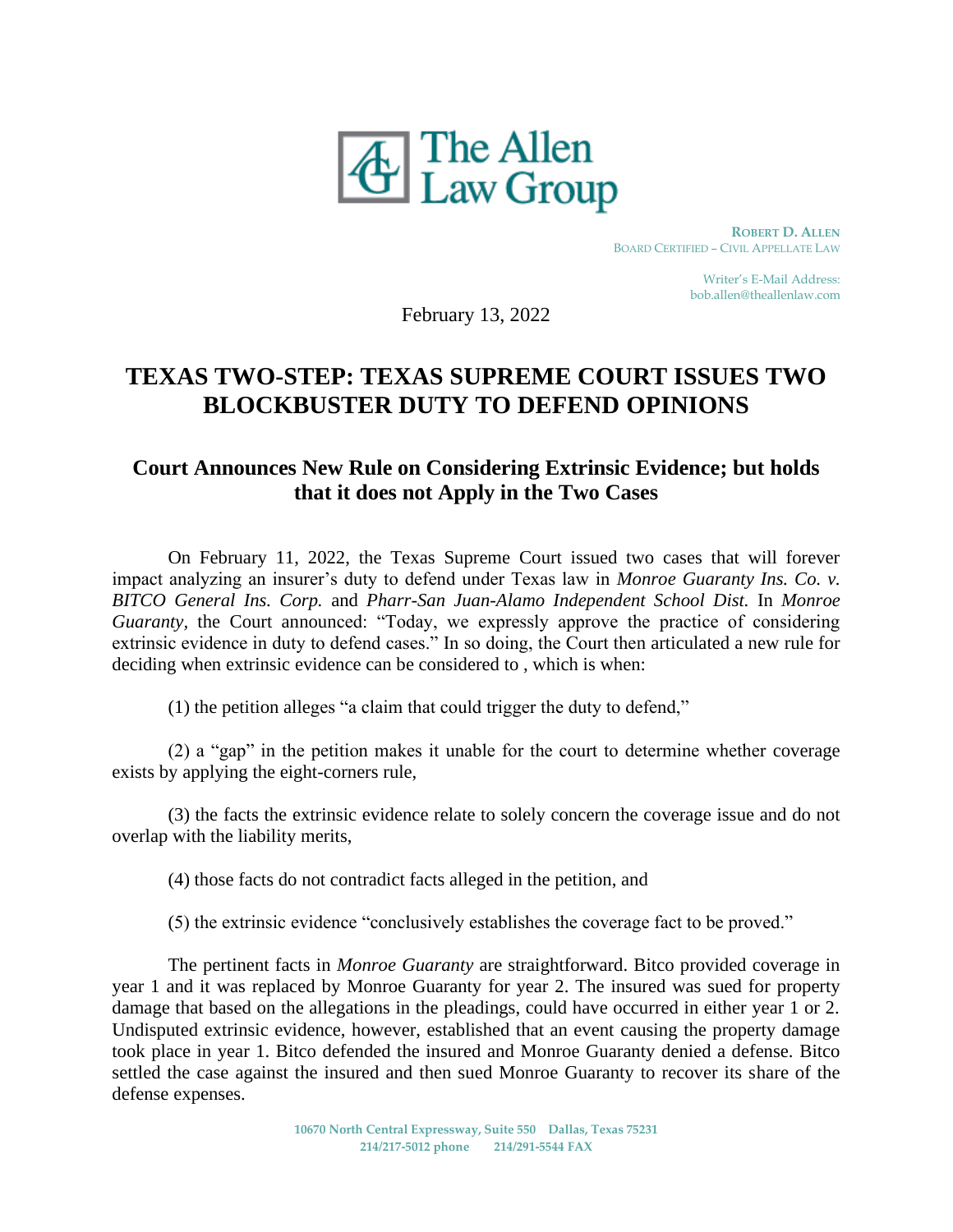# The Allen Law Group

**ROBERT D. ALLEN**
BOARD CERTIFIED – CIVIL APPELLATE LAW

Writer's E-Mail Address:
bob.allen@theallenlaw.com

February 13, 2022

## TEXAS TWO-STEP: TEXAS SUPREME COURT ISSUES TWO BLOCKBUSTER DUTY TO DEFEND OPINIONS

### Court Announces New Rule on Considering Extrinsic Evidence; but holds that it does not Apply in the Two Cases

On February 11, 2022, the Texas Supreme Court issued two cases that will forever impact analyzing an insurer's duty to defend under Texas law in *Monroe Guaranty Ins. Co. v. BITCO General Ins. Corp.* and *Pharr-San Juan-Alamo Independent School Dist.* In *Monroe Guaranty*, the Court announced: "Today, we expressly approve the practice of considering extrinsic evidence in duty to defend cases." In so doing, the Court then articulated a new rule for deciding when extrinsic evidence can be considered to , which is when:

(1) the petition alleges "a claim that could trigger the duty to defend,"

(2) a "gap" in the petition makes it unable for the court to determine whether coverage exists by applying the eight-corners rule,

(3) the facts the extrinsic evidence relate to solely concern the coverage issue and do not overlap with the liability merits,

(4) those facts do not contradict facts alleged in the petition, and

(5) the extrinsic evidence "conclusively establishes the coverage fact to be proved."

The pertinent facts in *Monroe Guaranty* are straightforward. Bitco provided coverage in year 1 and it was replaced by Monroe Guaranty for year 2. The insured was sued for property damage that based on the allegations in the pleadings, could have occurred in either year 1 or 2. Undisputed extrinsic evidence, however, established that an event causing the property damage took place in year 1. Bitco defended the insured and Monroe Guaranty denied a defense. Bitco settled the case against the insured and then sued Monroe Guaranty to recover its share of the defense expenses.

10670 North Central Expressway, Suite 550 Dallas, Texas 75231
214/217-5012 phone 214/291-5544 FAX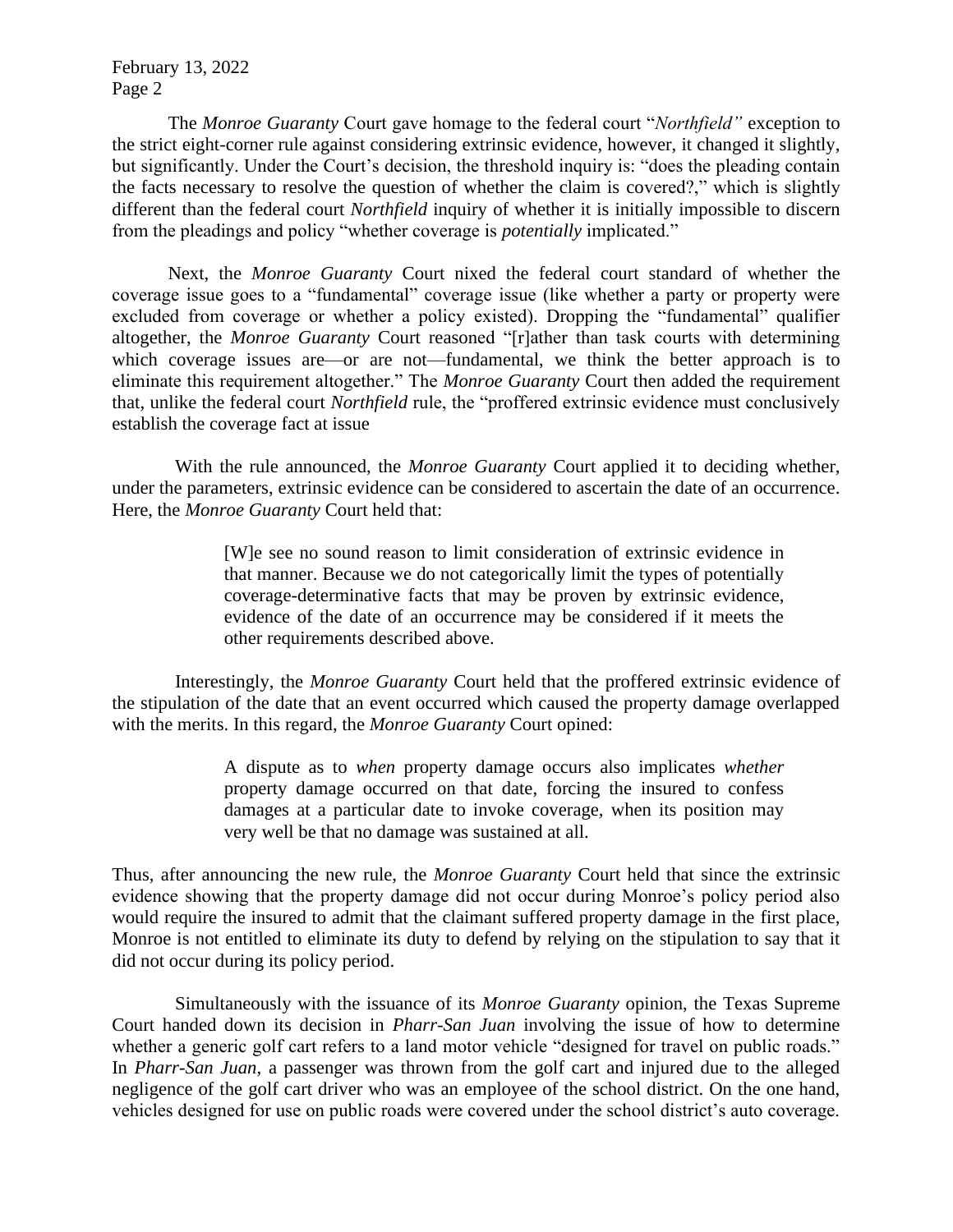The *Monroe Guaranty* Court gave homage to the federal court "*Northfield"* exception to the strict eight-corner rule against considering extrinsic evidence, however, it changed it slightly, but significantly. Under the Court's decision, the threshold inquiry is: "does the pleading contain the facts necessary to resolve the question of whether the claim is covered?," which is slightly different than the federal court *Northfield* inquiry of whether it is initially impossible to discern from the pleadings and policy "whether coverage is *potentially* implicated."

Next, the *Monroe Guaranty* Court nixed the federal court standard of whether the coverage issue goes to a "fundamental" coverage issue (like whether a party or property were excluded from coverage or whether a policy existed). Dropping the "fundamental" qualifier altogether, the *Monroe Guaranty* Court reasoned "[r]ather than task courts with determining which coverage issues are—or are not—fundamental, we think the better approach is to eliminate this requirement altogether." The *Monroe Guaranty* Court then added the requirement that, unlike the federal court *Northfield* rule, the "proffered extrinsic evidence must conclusively establish the coverage fact at issue

With the rule announced, the *Monroe Guaranty* Court applied it to deciding whether, under the parameters, extrinsic evidence can be considered to ascertain the date of an occurrence. Here, the *Monroe Guaranty* Court held that:

> [W]e see no sound reason to limit consideration of extrinsic evidence in that manner. Because we do not categorically limit the types of potentially coverage-determinative facts that may be proven by extrinsic evidence, evidence of the date of an occurrence may be considered if it meets the other requirements described above.

Interestingly, the *Monroe Guaranty* Court held that the proffered extrinsic evidence of the stipulation of the date that an event occurred which caused the property damage overlapped with the merits. In this regard, the *Monroe Guaranty* Court opined:

> A dispute as to *when* property damage occurs also implicates *whether* property damage occurred on that date, forcing the insured to confess damages at a particular date to invoke coverage, when its position may very well be that no damage was sustained at all.

Thus, after announcing the new rule, the *Monroe Guaranty* Court held that since the extrinsic evidence showing that the property damage did not occur during Monroe's policy period also would require the insured to admit that the claimant suffered property damage in the first place, Monroe is not entitled to eliminate its duty to defend by relying on the stipulation to say that it did not occur during its policy period.

Simultaneously with the issuance of its *Monroe Guaranty* opinion, the Texas Supreme Court handed down its decision in *Pharr-San Juan* involving the issue of how to determine whether a generic golf cart refers to a land motor vehicle "designed for travel on public roads." In *Pharr-San Juan*, a passenger was thrown from the golf cart and injured due to the alleged negligence of the golf cart driver who was an employee of the school district. On the one hand, vehicles designed for use on public roads were covered under the school district's auto coverage.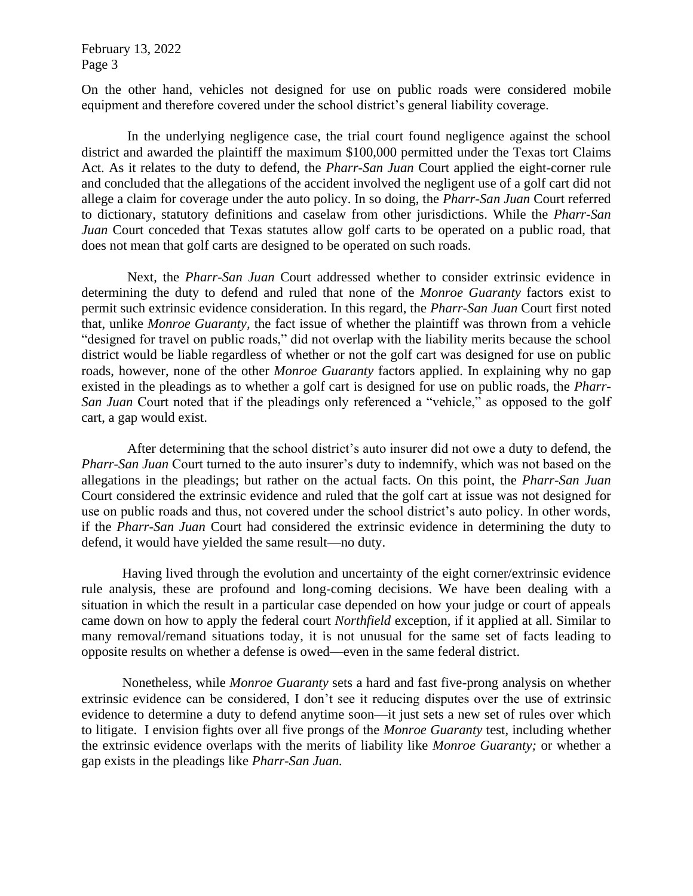On the other hand, vehicles not designed for use on public roads were considered mobile equipment and therefore covered under the school district's general liability coverage.

In the underlying negligence case, the trial court found negligence against the school district and awarded the plaintiff the maximum $100,000 permitted under the Texas tort Claims Act. As it relates to the duty to defend, the *Pharr-San Juan* Court applied the eight-corner rule and concluded that the allegations of the accident involved the negligent use of a golf cart did not allege a claim for coverage under the auto policy. In so doing, the *Pharr-San Juan* Court referred to dictionary, statutory definitions and caselaw from other jurisdictions. While the *Pharr-San Juan* Court conceded that Texas statutes allow golf carts to be operated on a public road, that does not mean that golf carts are designed to be operated on such roads.

Next, the *Pharr-San Juan* Court addressed whether to consider extrinsic evidence in determining the duty to defend and ruled that none of the *Monroe Guaranty* factors exist to permit such extrinsic evidence consideration. In this regard, the *Pharr-San Juan* Court first noted that, unlike *Monroe Guaranty*, the fact issue of whether the plaintiff was thrown from a vehicle "designed for travel on public roads," did not overlap with the liability merits because the school district would be liable regardless of whether or not the golf cart was designed for use on public roads, however, none of the other *Monroe Guaranty* factors applied. In explaining why no gap existed in the pleadings as to whether a golf cart is designed for use on public roads, the *Pharr-San Juan* Court noted that if the pleadings only referenced a "vehicle," as opposed to the golf cart, a gap would exist.

After determining that the school district's auto insurer did not owe a duty to defend, the *Pharr-San Juan* Court turned to the auto insurer's duty to indemnify, which was not based on the allegations in the pleadings; but rather on the actual facts. On this point, the *Pharr-San Juan* Court considered the extrinsic evidence and ruled that the golf cart at issue was not designed for use on public roads and thus, not covered under the school district's auto policy. In other words, if the *Pharr-San Juan* Court had considered the extrinsic evidence in determining the duty to defend, it would have yielded the same result—no duty.

Having lived through the evolution and uncertainty of the eight corner/extrinsic evidence rule analysis, these are profound and long-coming decisions. We have been dealing with a situation in which the result in a particular case depended on how your judge or court of appeals came down on how to apply the federal court *Northfield* exception, if it applied at all. Similar to many removal/remand situations today, it is not unusual for the same set of facts leading to opposite results on whether a defense is owed—even in the same federal district.

Nonetheless, while *Monroe Guaranty* sets a hard and fast five-prong analysis on whether extrinsic evidence can be considered, I don't see it reducing disputes over the use of extrinsic evidence to determine a duty to defend anytime soon—it just sets a new set of rules over which to litigate. I envision fights over all five prongs of the *Monroe Guaranty* test, including whether the extrinsic evidence overlaps with the merits of liability like *Monroe Guaranty;* or whether a gap exists in the pleadings like *Pharr-San Juan.*